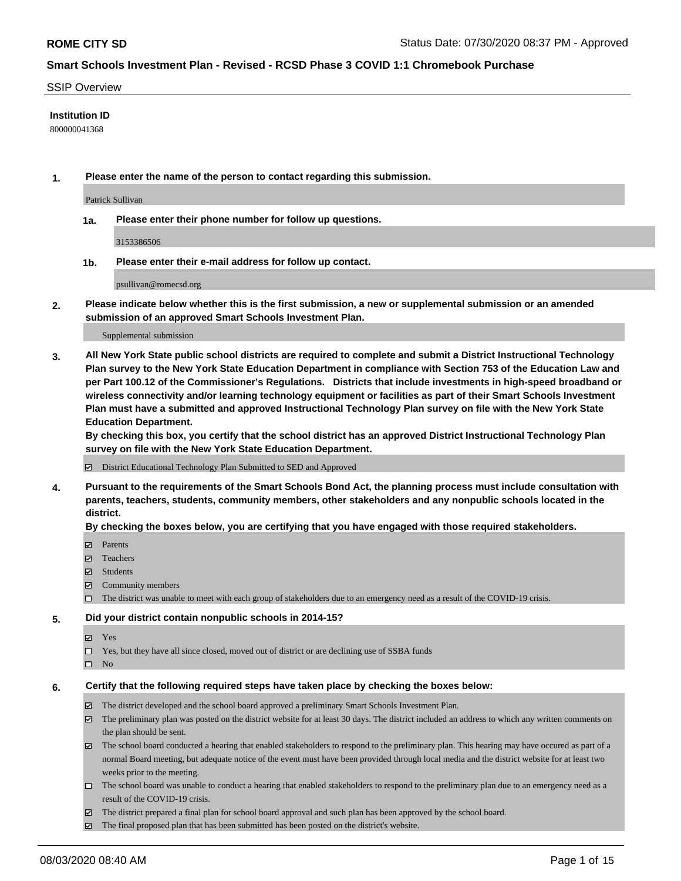**ROME CITY SD** Status Date: 07/30/2020 08:37 PM - Approved

## Smart Schools Investment Plan - Revised - RCSD Phase 3 COVID 1:1 Chromebook Purchase

SSIP Overview

**Institution ID**

800000041368

**1. Please enter the name of the person to contact regarding this submission.**

Patrick Sullivan

**1a. Please enter their phone number for follow up questions.**

3153386506

**1b. Please enter their e-mail address for follow up contact.**

psullivan@romecsd.org

**2. Please indicate below whether this is the first submission, a new or supplemental submission or an amended submission of an approved Smart Schools Investment Plan.**

Supplemental submission

**3. All New York State public school districts are required to complete and submit a District Instructional Technology Plan survey to the New York State Education Department in compliance with Section 753 of the Education Law and per Part 100.12 of the Commissioner's Regulations. Districts that include investments in high-speed broadband or wireless connectivity and/or learning technology equipment or facilities as part of their Smart Schools Investment Plan must have a submitted and approved Instructional Technology Plan survey on file with the New York State Education Department.**

**By checking this box, you certify that the school district has an approved District Instructional Technology Plan survey on file with the New York State Education Department.**

- [x] District Educational Technology Plan Submitted to SED and Approved

**4. Pursuant to the requirements of the Smart Schools Bond Act, the planning process must include consultation with parents, teachers, students, community members, other stakeholders and any nonpublic schools located in the district.**

**By checking the boxes below, you are certifying that you have engaged with those required stakeholders.**

- [x] Parents
- [x] Teachers
- [x] Students
- [x] Community members
- [ ] The district was unable to meet with each group of stakeholders due to an emergency need as a result of the COVID-19 crisis.

**5. Did your district contain nonpublic schools in 2014-15?**

- [x] Yes
- [ ] Yes, but they have all since closed, moved out of district or are declining use of SSBA funds
- [ ] No

**6. Certify that the following required steps have taken place by checking the boxes below:**

- [x] The district developed and the school board approved a preliminary Smart Schools Investment Plan.
- [x] The preliminary plan was posted on the district website for at least 30 days. The district included an address to which any written comments on the plan should be sent.
- [x] The school board conducted a hearing that enabled stakeholders to respond to the preliminary plan. This hearing may have occured as part of a normal Board meeting, but adequate notice of the event must have been provided through local media and the district website for at least two weeks prior to the meeting.
- [ ] The school board was unable to conduct a hearing that enabled stakeholders to respond to the preliminary plan due to an emergency need as a result of the COVID-19 crisis.
- [x] The district prepared a final plan for school board approval and such plan has been approved by the school board.
- [x] The final proposed plan that has been submitted has been posted on the district's website.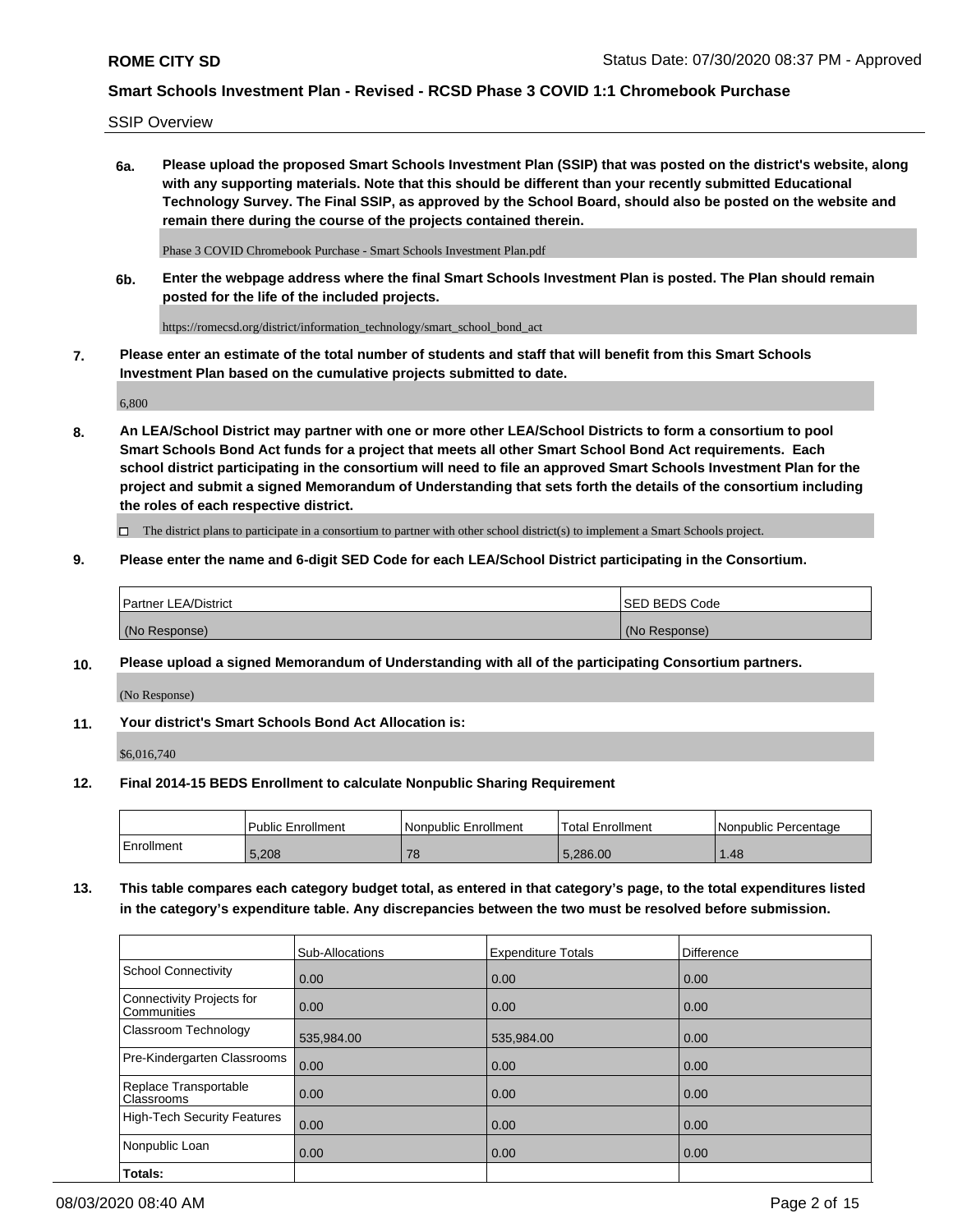SSIP Overview

**6a. Please upload the proposed Smart Schools Investment Plan (SSIP) that was posted on the district's website, along with any supporting materials. Note that this should be different than your recently submitted Educational Technology Survey. The Final SSIP, as approved by the School Board, should also be posted on the website and remain there during the course of the projects contained therein.**

Phase 3 COVID Chromebook Purchase - Smart Schools Investment Plan.pdf

**6b. Enter the webpage address where the final Smart Schools Investment Plan is posted. The Plan should remain posted for the life of the included projects.**

https://romecsd.org/district/information_technology/smart_school_bond_act

**7. Please enter an estimate of the total number of students and staff that will benefit from this Smart Schools Investment Plan based on the cumulative projects submitted to date.**

6,800

**8. An LEA/School District may partner with one or more other LEA/School Districts to form a consortium to pool Smart Schools Bond Act funds for a project that meets all other Smart School Bond Act requirements. Each school district participating in the consortium will need to file an approved Smart Schools Investment Plan for the project and submit a signed Memorandum of Understanding that sets forth the details of the consortium including the roles of each respective district.**

☐ The district plans to participate in a consortium to partner with other school district(s) to implement a Smart Schools project.

**9. Please enter the name and 6-digit SED Code for each LEA/School District participating in the Consortium.**

| Partner LEA/District | SED BEDS Code |
|---|---|
| (No Response) | (No Response) |

**10. Please upload a signed Memorandum of Understanding with all of the participating Consortium partners.**

(No Response)

**11. Your district's Smart Schools Bond Act Allocation is:**

$6,016,740

**12. Final 2014-15 BEDS Enrollment to calculate Nonpublic Sharing Requirement**

| | Public Enrollment | Nonpublic Enrollment | Total Enrollment | Nonpublic Percentage |
|---|---|---|---|---|
| Enrollment | 5,208 | 78 | 5,286.00 | 1.48 |

**13. This table compares each category budget total, as entered in that category's page, to the total expenditures listed in the category's expenditure table. Any discrepancies between the two must be resolved before submission.**

| | Sub-Allocations | Expenditure Totals | Difference |
|---|---|---|---|
| School Connectivity | 0.00 | 0.00 | 0.00 |
| Connectivity Projects for Communities | 0.00 | 0.00 | 0.00 |
| Classroom Technology | 535,984.00 | 535,984.00 | 0.00 |
| Pre-Kindergarten Classrooms | 0.00 | 0.00 | 0.00 |
| Replace Transportable Classrooms | 0.00 | 0.00 | 0.00 |
| High-Tech Security Features | 0.00 | 0.00 | 0.00 |
| Nonpublic Loan | 0.00 | 0.00 | 0.00 |
| **Totals:** | | | |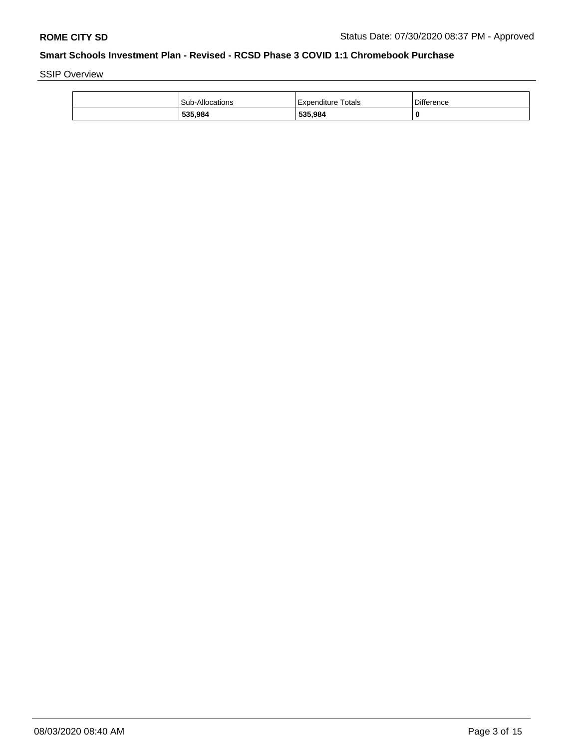SSIP Overview

| | Sub-Allocations | Expenditure Totals | Difference |
|---|---|---|---|
| | **535,984** | **535,984** | **0** |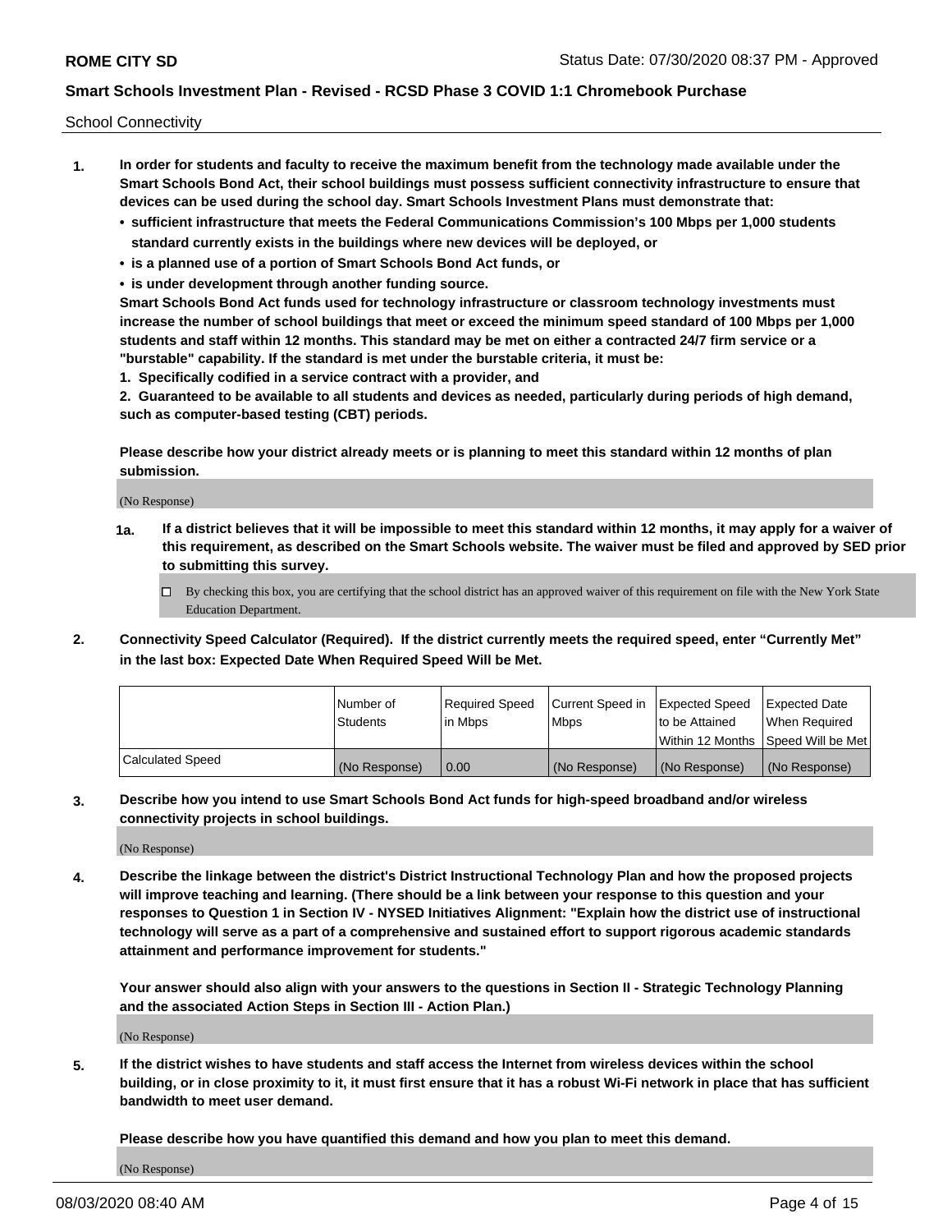School Connectivity

1. **In order for students and faculty to receive the maximum benefit from the technology made available under the Smart Schools Bond Act, their school buildings must possess sufficient connectivity infrastructure to ensure that devices can be used during the school day. Smart Schools Investment Plans must demonstrate that:**
   - **sufficient infrastructure that meets the Federal Communications Commission's 100 Mbps per 1,000 students standard currently exists in the buildings where new devices will be deployed, or**
   - **is a planned use of a portion of Smart Schools Bond Act funds, or**
   - **is under development through another funding source.**

   **Smart Schools Bond Act funds used for technology infrastructure or classroom technology investments must increase the number of school buildings that meet or exceed the minimum speed standard of 100 Mbps per 1,000 students and staff within 12 months. This standard may be met on either a contracted 24/7 firm service or a "burstable" capability. If the standard is met under the burstable criteria, it must be:**

   **1. Specifically codified in a service contract with a provider, and**

   **2. Guaranteed to be available to all students and devices as needed, particularly during periods of high demand, such as computer-based testing (CBT) periods.**

   **Please describe how your district already meets or is planning to meet this standard within 12 months of plan submission.**

   (No Response)

   **1a. If a district believes that it will be impossible to meet this standard within 12 months, it may apply for a waiver of this requirement, as described on the Smart Schools website. The waiver must be filed and approved by SED prior to submitting this survey.**

   ☐ By checking this box, you are certifying that the school district has an approved waiver of this requirement on file with the New York State Education Department.

2. **Connectivity Speed Calculator (Required). If the district currently meets the required speed, enter "Currently Met" in the last box: Expected Date When Required Speed Will be Met.**

| | Number of Students | Required Speed in Mbps | Current Speed in Mbps | Expected Speed to be Attained Within 12 Months | Expected Date When Required Speed Will be Met |
|---|---|---|---|---|---|
| Calculated Speed | (No Response) | 0.00 | (No Response) | (No Response) | (No Response) |

3. **Describe how you intend to use Smart Schools Bond Act funds for high-speed broadband and/or wireless connectivity projects in school buildings.**

   (No Response)

4. **Describe the linkage between the district's District Instructional Technology Plan and how the proposed projects will improve teaching and learning. (There should be a link between your response to this question and your responses to Question 1 in Section IV - NYSED Initiatives Alignment: "Explain how the district use of instructional technology will serve as a part of a comprehensive and sustained effort to support rigorous academic standards attainment and performance improvement for students."**

   **Your answer should also align with your answers to the questions in Section II - Strategic Technology Planning and the associated Action Steps in Section III - Action Plan.)**

   (No Response)

5. **If the district wishes to have students and staff access the Internet from wireless devices within the school building, or in close proximity to it, it must first ensure that it has a robust Wi-Fi network in place that has sufficient bandwidth to meet user demand.**

   **Please describe how you have quantified this demand and how you plan to meet this demand.**

   (No Response)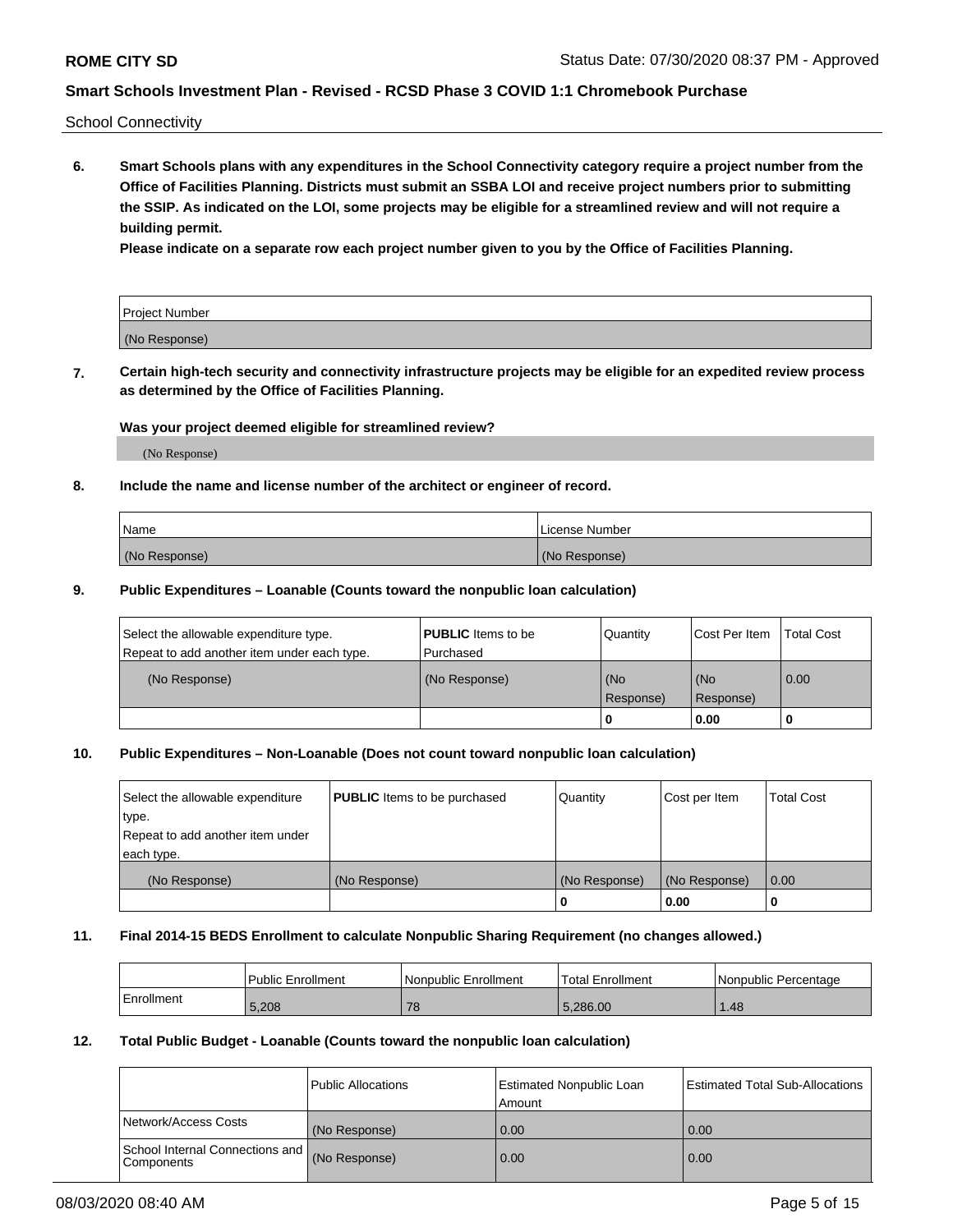School Connectivity

**6. Smart Schools plans with any expenditures in the School Connectivity category require a project number from the Office of Facilities Planning. Districts must submit an SSBA LOI and receive project numbers prior to submitting the SSIP. As indicated on the LOI, some projects may be eligible for a streamlined review and will not require a building permit.**

**Please indicate on a separate row each project number given to you by the Office of Facilities Planning.**

| Project Number |
| --- |
| (No Response) |

**7. Certain high-tech security and connectivity infrastructure projects may be eligible for an expedited review process as determined by the Office of Facilities Planning.**

**Was your project deemed eligible for streamlined review?**

(No Response)

**8. Include the name and license number of the architect or engineer of record.**

| Name | License Number |
| --- | --- |
| (No Response) | (No Response) |

**9. Public Expenditures – Loanable (Counts toward the nonpublic loan calculation)**

| Select the allowable expenditure type. Repeat to add another item under each type. | **PUBLIC** Items to be Purchased | Quantity | Cost Per Item | Total Cost |
| --- | --- | --- | --- | --- |
| (No Response) | (No Response) | (No Response) | (No Response) | 0.00 |
| | | 0 | 0.00 | 0 |

**10. Public Expenditures – Non-Loanable (Does not count toward nonpublic loan calculation)**

| Select the allowable expenditure type. Repeat to add another item under each type. | **PUBLIC** Items to be purchased | Quantity | Cost per Item | Total Cost |
| --- | --- | --- | --- | --- |
| (No Response) | (No Response) | (No Response) | (No Response) | 0.00 |
| | | 0 | 0.00 | 0 |

**11. Final 2014-15 BEDS Enrollment to calculate Nonpublic Sharing Requirement (no changes allowed.)**

| | Public Enrollment | Nonpublic Enrollment | Total Enrollment | Nonpublic Percentage |
| --- | --- | --- | --- | --- |
| Enrollment | 5,208 | 78 | 5,286.00 | 1.48 |

**12. Total Public Budget - Loanable (Counts toward the nonpublic loan calculation)**

| | Public Allocations | Estimated Nonpublic Loan Amount | Estimated Total Sub-Allocations |
| --- | --- | --- | --- |
| Network/Access Costs | (No Response) | 0.00 | 0.00 |
| School Internal Connections and Components | (No Response) | 0.00 | 0.00 |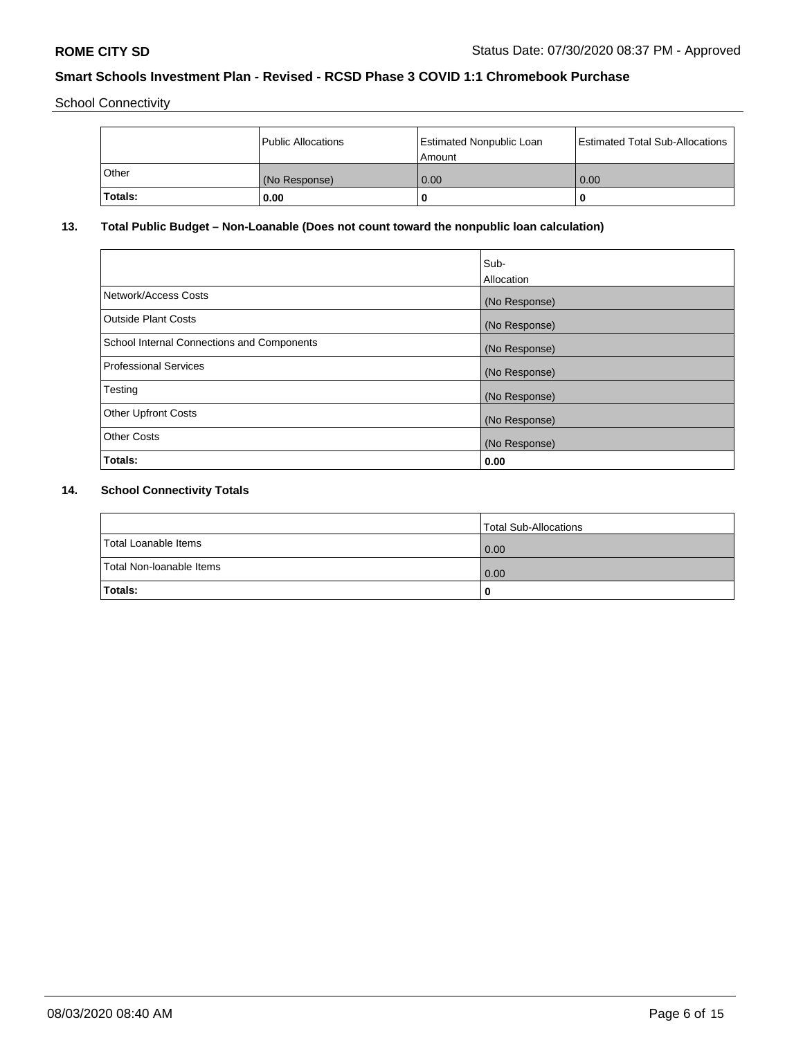School Connectivity

| | Public Allocations | Estimated Nonpublic Loan Amount | Estimated Total Sub-Allocations |
|---|---|---|---|
| Other | (No Response) | 0.00 | 0.00 |
| **Totals:** | **0.00** | **0** | **0** |

## 13. Total Public Budget – Non-Loanable (Does not count toward the nonpublic loan calculation)

| | Sub-Allocation |
|---|---|
| Network/Access Costs | (No Response) |
| Outside Plant Costs | (No Response) |
| School Internal Connections and Components | (No Response) |
| Professional Services | (No Response) |
| Testing | (No Response) |
| Other Upfront Costs | (No Response) |
| Other Costs | (No Response) |
| **Totals:** | **0.00** |

## 14. School Connectivity Totals

| | Total Sub-Allocations |
|---|---|
| Total Loanable Items | 0.00 |
| Total Non-loanable Items | 0.00 |
| **Totals:** | **0** |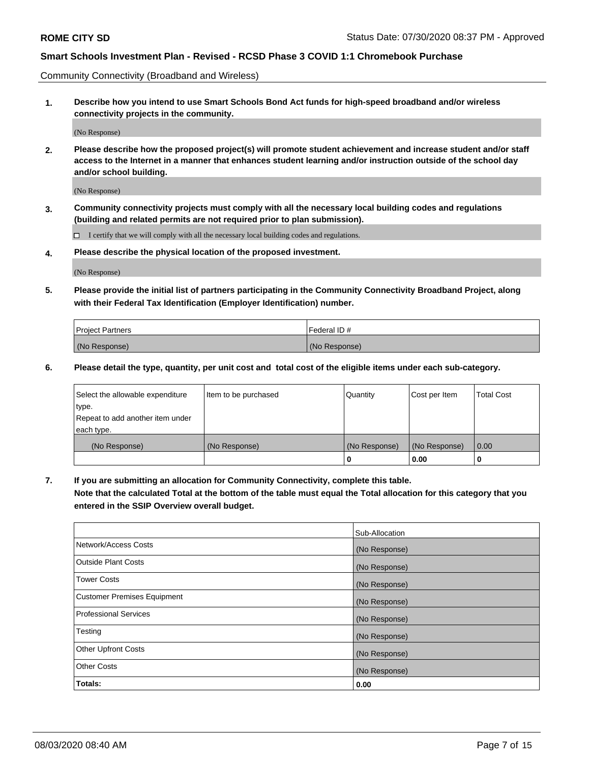Community Connectivity (Broadband and Wireless)

**1. Describe how you intend to use Smart Schools Bond Act funds for high-speed broadband and/or wireless connectivity projects in the community.**

(No Response)

**2. Please describe how the proposed project(s) will promote student achievement and increase student and/or staff access to the Internet in a manner that enhances student learning and/or instruction outside of the school day and/or school building.**

(No Response)

**3. Community connectivity projects must comply with all the necessary local building codes and regulations (building and related permits are not required prior to plan submission).**

☐ I certify that we will comply with all the necessary local building codes and regulations.

**4. Please describe the physical location of the proposed investment.**

(No Response)

**5. Please provide the initial list of partners participating in the Community Connectivity Broadband Project, along with their Federal Tax Identification (Employer Identification) number.**

| Project Partners | Federal ID # |
|---|---|
| (No Response) | (No Response) |

**6. Please detail the type, quantity, per unit cost and total cost of the eligible items under each sub-category.**

| Select the allowable expenditure type. Repeat to add another item under each type. | Item to be purchased | Quantity | Cost per Item | Total Cost |
|---|---|---|---|---|
| (No Response) | (No Response) | (No Response) | (No Response) | 0.00 |
| | | **0** | **0.00** | **0** |

**7. If you are submitting an allocation for Community Connectivity, complete this table. Note that the calculated Total at the bottom of the table must equal the Total allocation for this category that you entered in the SSIP Overview overall budget.**

| | Sub-Allocation |
|---|---|
| Network/Access Costs | (No Response) |
| Outside Plant Costs | (No Response) |
| Tower Costs | (No Response) |
| Customer Premises Equipment | (No Response) |
| Professional Services | (No Response) |
| Testing | (No Response) |
| Other Upfront Costs | (No Response) |
| Other Costs | (No Response) |
| **Totals:** | **0.00** |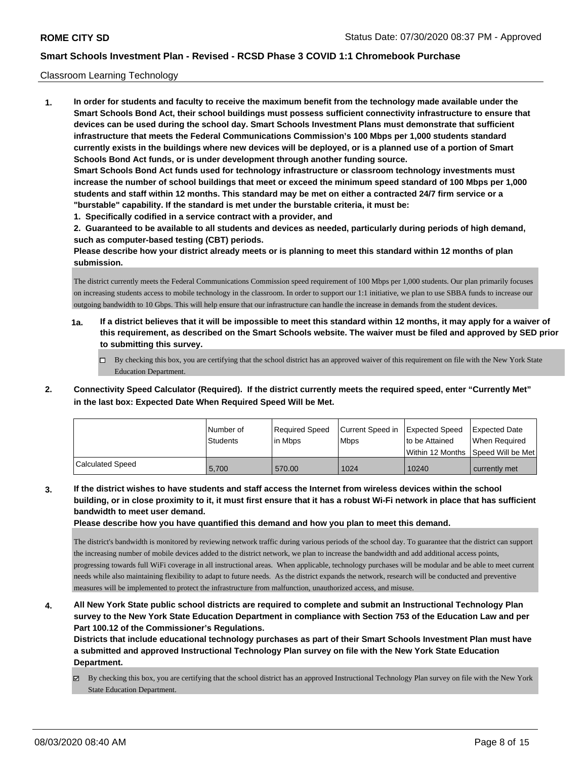Classroom Learning Technology

**1. In order for students and faculty to receive the maximum benefit from the technology made available under the Smart Schools Bond Act, their school buildings must possess sufficient connectivity infrastructure to ensure that devices can be used during the school day. Smart Schools Investment Plans must demonstrate that sufficient infrastructure that meets the Federal Communications Commission's 100 Mbps per 1,000 students standard currently exists in the buildings where new devices will be deployed, or is a planned use of a portion of Smart Schools Bond Act funds, or is under development through another funding source.**

**Smart Schools Bond Act funds used for technology infrastructure or classroom technology investments must increase the number of school buildings that meet or exceed the minimum speed standard of 100 Mbps per 1,000 students and staff within 12 months. This standard may be met on either a contracted 24/7 firm service or a "burstable" capability. If the standard is met under the burstable criteria, it must be:**

**1. Specifically codified in a service contract with a provider, and**

**2. Guaranteed to be available to all students and devices as needed, particularly during periods of high demand, such as computer-based testing (CBT) periods.**

**Please describe how your district already meets or is planning to meet this standard within 12 months of plan submission.**

The district currently meets the Federal Communications Commission speed requirement of 100 Mbps per 1,000 students. Our plan primarily focuses on increasing students access to mobile technology in the classroom. In order to support our 1:1 initiative, we plan to use SBBA funds to increase our outgoing bandwidth to 10 Gbps. This will help ensure that our infrastructure can handle the increase in demands from the student devices.

**1a. If a district believes that it will be impossible to meet this standard within 12 months, it may apply for a waiver of this requirement, as described on the Smart Schools website. The waiver must be filed and approved by SED prior to submitting this survey.**

☐ By checking this box, you are certifying that the school district has an approved waiver of this requirement on file with the New York State Education Department.

**2. Connectivity Speed Calculator (Required). If the district currently meets the required speed, enter "Currently Met" in the last box: Expected Date When Required Speed Will be Met.**

| | Number of Students | Required Speed in Mbps | Current Speed in Mbps | Expected Speed to be Attained Within 12 Months | Expected Date When Required Speed Will be Met |
|---|---|---|---|---|---|
| Calculated Speed | 5,700 | 570.00 | 1024 | 10240 | currently met |

**3. If the district wishes to have students and staff access the Internet from wireless devices within the school building, or in close proximity to it, it must first ensure that it has a robust Wi-Fi network in place that has sufficient bandwidth to meet user demand.**

**Please describe how you have quantified this demand and how you plan to meet this demand.**

The district's bandwidth is monitored by reviewing network traffic during various periods of the school day. To guarantee that the district can support the increasing number of mobile devices added to the district network, we plan to increase the bandwidth and add additional access points, progressing towards full WiFi coverage in all instructional areas. When applicable, technology purchases will be modular and be able to meet current needs while also maintaining flexibility to adapt to future needs. As the district expands the network, research will be conducted and preventive measures will be implemented to protect the infrastructure from malfunction, unauthorized access, and misuse.

**4. All New York State public school districts are required to complete and submit an Instructional Technology Plan survey to the New York State Education Department in compliance with Section 753 of the Education Law and per Part 100.12 of the Commissioner's Regulations.**

**Districts that include educational technology purchases as part of their Smart Schools Investment Plan must have a submitted and approved Instructional Technology Plan survey on file with the New York State Education Department.**

☑ By checking this box, you are certifying that the school district has an approved Instructional Technology Plan survey on file with the New York State Education Department.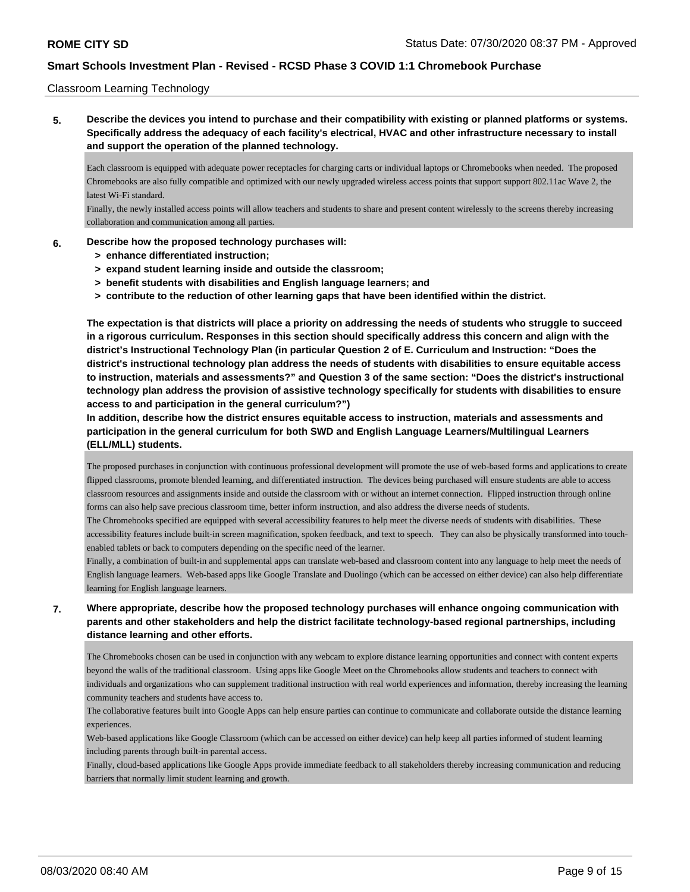Classroom Learning Technology

**5. Describe the devices you intend to purchase and their compatibility with existing or planned platforms or systems. Specifically address the adequacy of each facility's electrical, HVAC and other infrastructure necessary to install and support the operation of the planned technology.**

Each classroom is equipped with adequate power receptacles for charging carts or individual laptops or Chromebooks when needed. The proposed Chromebooks are also fully compatible and optimized with our newly upgraded wireless access points that support support 802.11ac Wave 2, the latest Wi-Fi standard.

Finally, the newly installed access points will allow teachers and students to share and present content wirelessly to the screens thereby increasing collaboration and communication among all parties.

**6. Describe how the proposed technology purchases will:**
- **> enhance differentiated instruction;**
- **> expand student learning inside and outside the classroom;**
- **> benefit students with disabilities and English language learners; and**
- **> contribute to the reduction of other learning gaps that have been identified within the district.**

**The expectation is that districts will place a priority on addressing the needs of students who struggle to succeed in a rigorous curriculum. Responses in this section should specifically address this concern and align with the district's Instructional Technology Plan (in particular Question 2 of E. Curriculum and Instruction: "Does the district's instructional technology plan address the needs of students with disabilities to ensure equitable access to instruction, materials and assessments?" and Question 3 of the same section: "Does the district's instructional technology plan address the provision of assistive technology specifically for students with disabilities to ensure access to and participation in the general curriculum?")**

**In addition, describe how the district ensures equitable access to instruction, materials and assessments and participation in the general curriculum for both SWD and English Language Learners/Multilingual Learners (ELL/MLL) students.**

The proposed purchases in conjunction with continuous professional development will promote the use of web-based forms and applications to create flipped classrooms, promote blended learning, and differentiated instruction. The devices being purchased will ensure students are able to access classroom resources and assignments inside and outside the classroom with or without an internet connection. Flipped instruction through online forms can also help save precious classroom time, better inform instruction, and also address the diverse needs of students.

The Chromebooks specified are equipped with several accessibility features to help meet the diverse needs of students with disabilities. These accessibility features include built-in screen magnification, spoken feedback, and text to speech. They can also be physically transformed into touch-enabled tablets or back to computers depending on the specific need of the learner.

Finally, a combination of built-in and supplemental apps can translate web-based and classroom content into any language to help meet the needs of English language learners. Web-based apps like Google Translate and Duolingo (which can be accessed on either device) can also help differentiate learning for English language learners.

**7. Where appropriate, describe how the proposed technology purchases will enhance ongoing communication with parents and other stakeholders and help the district facilitate technology-based regional partnerships, including distance learning and other efforts.**

The Chromebooks chosen can be used in conjunction with any webcam to explore distance learning opportunities and connect with content experts beyond the walls of the traditional classroom. Using apps like Google Meet on the Chromebooks allow students and teachers to connect with individuals and organizations who can supplement traditional instruction with real world experiences and information, thereby increasing the learning community teachers and students have access to.

The collaborative features built into Google Apps can help ensure parties can continue to communicate and collaborate outside the distance learning experiences.

Web-based applications like Google Classroom (which can be accessed on either device) can help keep all parties informed of student learning including parents through built-in parental access.

Finally, cloud-based applications like Google Apps provide immediate feedback to all stakeholders thereby increasing communication and reducing barriers that normally limit student learning and growth.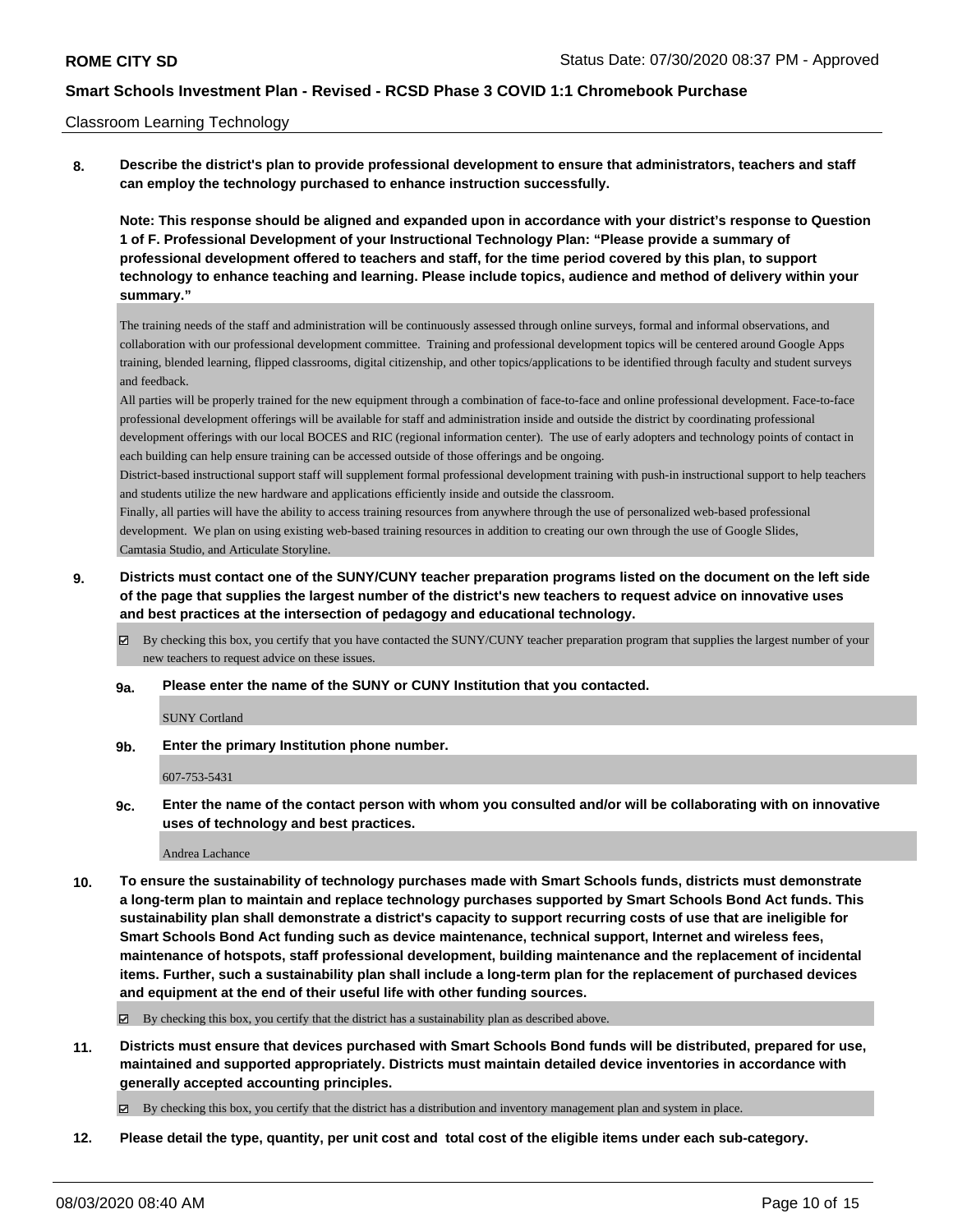Classroom Learning Technology

**8. Describe the district's plan to provide professional development to ensure that administrators, teachers and staff can employ the technology purchased to enhance instruction successfully.**

**Note: This response should be aligned and expanded upon in accordance with your district's response to Question 1 of F. Professional Development of your Instructional Technology Plan: "Please provide a summary of professional development offered to teachers and staff, for the time period covered by this plan, to support technology to enhance teaching and learning. Please include topics, audience and method of delivery within your summary."**

The training needs of the staff and administration will be continuously assessed through online surveys, formal and informal observations, and collaboration with our professional development committee. Training and professional development topics will be centered around Google Apps training, blended learning, flipped classrooms, digital citizenship, and other topics/applications to be identified through faculty and student surveys and feedback.

All parties will be properly trained for the new equipment through a combination of face-to-face and online professional development. Face-to-face professional development offerings will be available for staff and administration inside and outside the district by coordinating professional development offerings with our local BOCES and RIC (regional information center). The use of early adopters and technology points of contact in each building can help ensure training can be accessed outside of those offerings and be ongoing.

District-based instructional support staff will supplement formal professional development training with push-in instructional support to help teachers and students utilize the new hardware and applications efficiently inside and outside the classroom.

Finally, all parties will have the ability to access training resources from anywhere through the use of personalized web-based professional development. We plan on using existing web-based training resources in addition to creating our own through the use of Google Slides, Camtasia Studio, and Articulate Storyline.

**9. Districts must contact one of the SUNY/CUNY teacher preparation programs listed on the document on the left side of the page that supplies the largest number of the district's new teachers to request advice on innovative uses and best practices at the intersection of pedagogy and educational technology.**

☑ By checking this box, you certify that you have contacted the SUNY/CUNY teacher preparation program that supplies the largest number of your new teachers to request advice on these issues.

**9a. Please enter the name of the SUNY or CUNY Institution that you contacted.**

SUNY Cortland

**9b. Enter the primary Institution phone number.**

607-753-5431

**9c. Enter the name of the contact person with whom you consulted and/or will be collaborating with on innovative uses of technology and best practices.**

Andrea Lachance

**10. To ensure the sustainability of technology purchases made with Smart Schools funds, districts must demonstrate a long-term plan to maintain and replace technology purchases supported by Smart Schools Bond Act funds. This sustainability plan shall demonstrate a district's capacity to support recurring costs of use that are ineligible for Smart Schools Bond Act funding such as device maintenance, technical support, Internet and wireless fees, maintenance of hotspots, staff professional development, building maintenance and the replacement of incidental items. Further, such a sustainability plan shall include a long-term plan for the replacement of purchased devices and equipment at the end of their useful life with other funding sources.**

☑ By checking this box, you certify that the district has a sustainability plan as described above.

**11. Districts must ensure that devices purchased with Smart Schools Bond funds will be distributed, prepared for use, maintained and supported appropriately. Districts must maintain detailed device inventories in accordance with generally accepted accounting principles.**

☑ By checking this box, you certify that the district has a distribution and inventory management plan and system in place.

**12. Please detail the type, quantity, per unit cost and total cost of the eligible items under each sub-category.**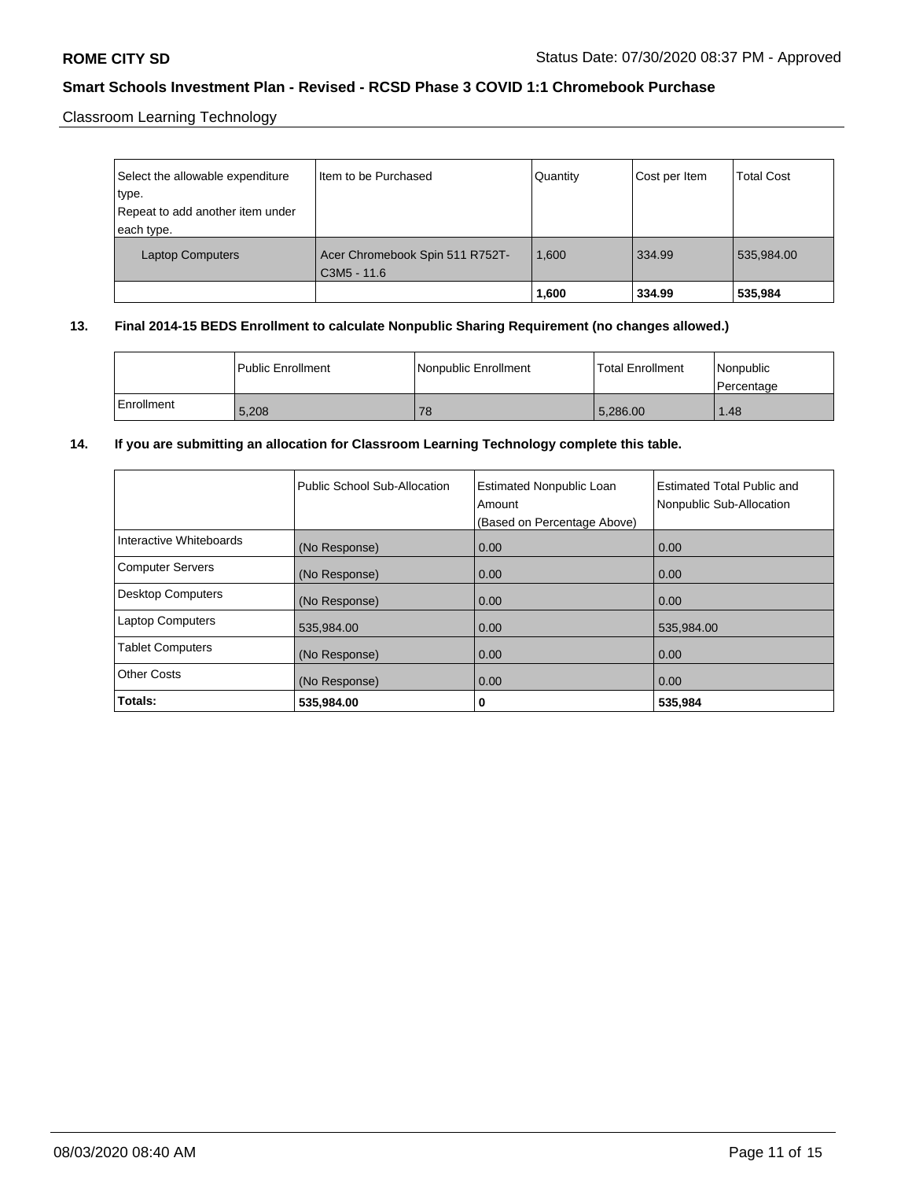Classroom Learning Technology

| Select the allowable expenditure type. Repeat to add another item under each type. | Item to be Purchased | Quantity | Cost per Item | Total Cost |
|---|---|---|---|---|
| Laptop Computers | Acer Chromebook Spin 511 R752T-C3M5 - 11.6 | 1,600 | 334.99 | 535,984.00 |
| | | **1,600** | **334.99** | **535,984** |

**13. Final 2014-15 BEDS Enrollment to calculate Nonpublic Sharing Requirement (no changes allowed.)**

| | Public Enrollment | Nonpublic Enrollment | Total Enrollment | Nonpublic Percentage |
|---|---|---|---|---|
| Enrollment | 5,208 | 78 | 5,286.00 | 1.48 |

**14. If you are submitting an allocation for Classroom Learning Technology complete this table.**

| | Public School Sub-Allocation | Estimated Nonpublic Loan Amount (Based on Percentage Above) | Estimated Total Public and Nonpublic Sub-Allocation |
|---|---|---|---|
| Interactive Whiteboards | (No Response) | 0.00 | 0.00 |
| Computer Servers | (No Response) | 0.00 | 0.00 |
| Desktop Computers | (No Response) | 0.00 | 0.00 |
| Laptop Computers | 535,984.00 | 0.00 | 535,984.00 |
| Tablet Computers | (No Response) | 0.00 | 0.00 |
| Other Costs | (No Response) | 0.00 | 0.00 |
| **Totals:** | **535,984.00** | **0** | **535,984** |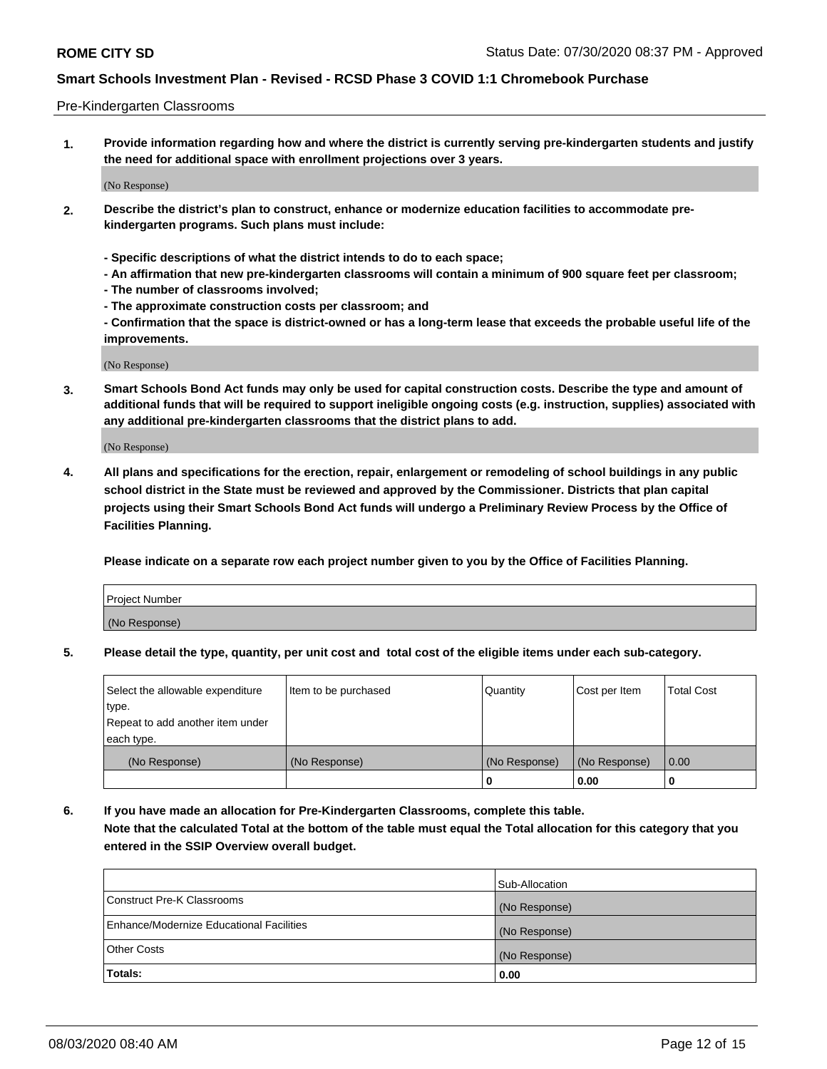Pre-Kindergarten Classrooms

**1. Provide information regarding how and where the district is currently serving pre-kindergarten students and justify the need for additional space with enrollment projections over 3 years.**

(No Response)

**2. Describe the district's plan to construct, enhance or modernize education facilities to accommodate pre-kindergarten programs. Such plans must include:**

**- Specific descriptions of what the district intends to do to each space;**
**- An affirmation that new pre-kindergarten classrooms will contain a minimum of 900 square feet per classroom;**
**- The number of classrooms involved;**
**- The approximate construction costs per classroom; and**
**- Confirmation that the space is district-owned or has a long-term lease that exceeds the probable useful life of the improvements.**

(No Response)

**3. Smart Schools Bond Act funds may only be used for capital construction costs. Describe the type and amount of additional funds that will be required to support ineligible ongoing costs (e.g. instruction, supplies) associated with any additional pre-kindergarten classrooms that the district plans to add.**

(No Response)

**4. All plans and specifications for the erection, repair, enlargement or remodeling of school buildings in any public school district in the State must be reviewed and approved by the Commissioner. Districts that plan capital projects using their Smart Schools Bond Act funds will undergo a Preliminary Review Process by the Office of Facilities Planning.**

**Please indicate on a separate row each project number given to you by the Office of Facilities Planning.**

| Project Number |
|---|
| (No Response) |

**5. Please detail the type, quantity, per unit cost and total cost of the eligible items under each sub-category.**

| Select the allowable expenditure type. Repeat to add another item under each type. | Item to be purchased | Quantity | Cost per Item | Total Cost |
|---|---|---|---|---|
| (No Response) | (No Response) | (No Response) | (No Response) | 0.00 |
| | | 0 | 0.00 | 0 |

**6. If you have made an allocation for Pre-Kindergarten Classrooms, complete this table. Note that the calculated Total at the bottom of the table must equal the Total allocation for this category that you entered in the SSIP Overview overall budget.**

| | Sub-Allocation |
|---|---|
| Construct Pre-K Classrooms | (No Response) |
| Enhance/Modernize Educational Facilities | (No Response) |
| Other Costs | (No Response) |
| **Totals:** | **0.00** |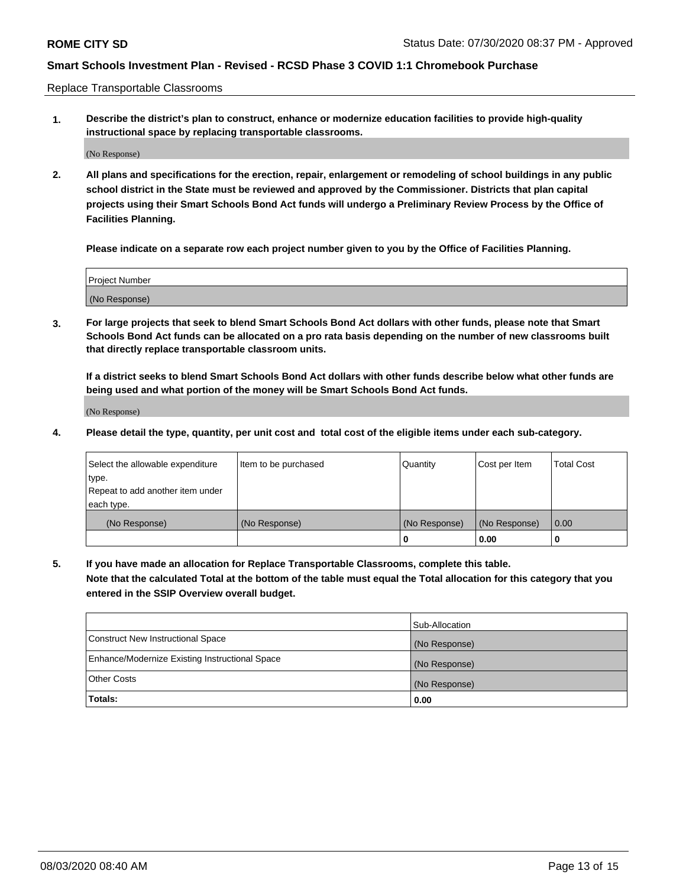Replace Transportable Classrooms

1. **Describe the district's plan to construct, enhance or modernize education facilities to provide high-quality instructional space by replacing transportable classrooms.**

(No Response)

2. **All plans and specifications for the erection, repair, enlargement or remodeling of school buildings in any public school district in the State must be reviewed and approved by the Commissioner. Districts that plan capital projects using their Smart Schools Bond Act funds will undergo a Preliminary Review Process by the Office of Facilities Planning.**

**Please indicate on a separate row each project number given to you by the Office of Facilities Planning.**

| Project Number |
|---|
| (No Response) |

3. **For large projects that seek to blend Smart Schools Bond Act dollars with other funds, please note that Smart Schools Bond Act funds can be allocated on a pro rata basis depending on the number of new classrooms built that directly replace transportable classroom units.**

**If a district seeks to blend Smart Schools Bond Act dollars with other funds describe below what other funds are being used and what portion of the money will be Smart Schools Bond Act funds.**

(No Response)

4. **Please detail the type, quantity, per unit cost and total cost of the eligible items under each sub-category.**

| Select the allowable expenditure type. Repeat to add another item under each type. | Item to be purchased | Quantity | Cost per Item | Total Cost |
|---|---|---|---|---|
| (No Response) | (No Response) | (No Response) | (No Response) | 0.00 |
| | | 0 | 0.00 | 0 |

5. **If you have made an allocation for Replace Transportable Classrooms, complete this table. Note that the calculated Total at the bottom of the table must equal the Total allocation for this category that you entered in the SSIP Overview overall budget.**

| | Sub-Allocation |
|---|---|
| Construct New Instructional Space | (No Response) |
| Enhance/Modernize Existing Instructional Space | (No Response) |
| Other Costs | (No Response) |
| **Totals:** | **0.00** |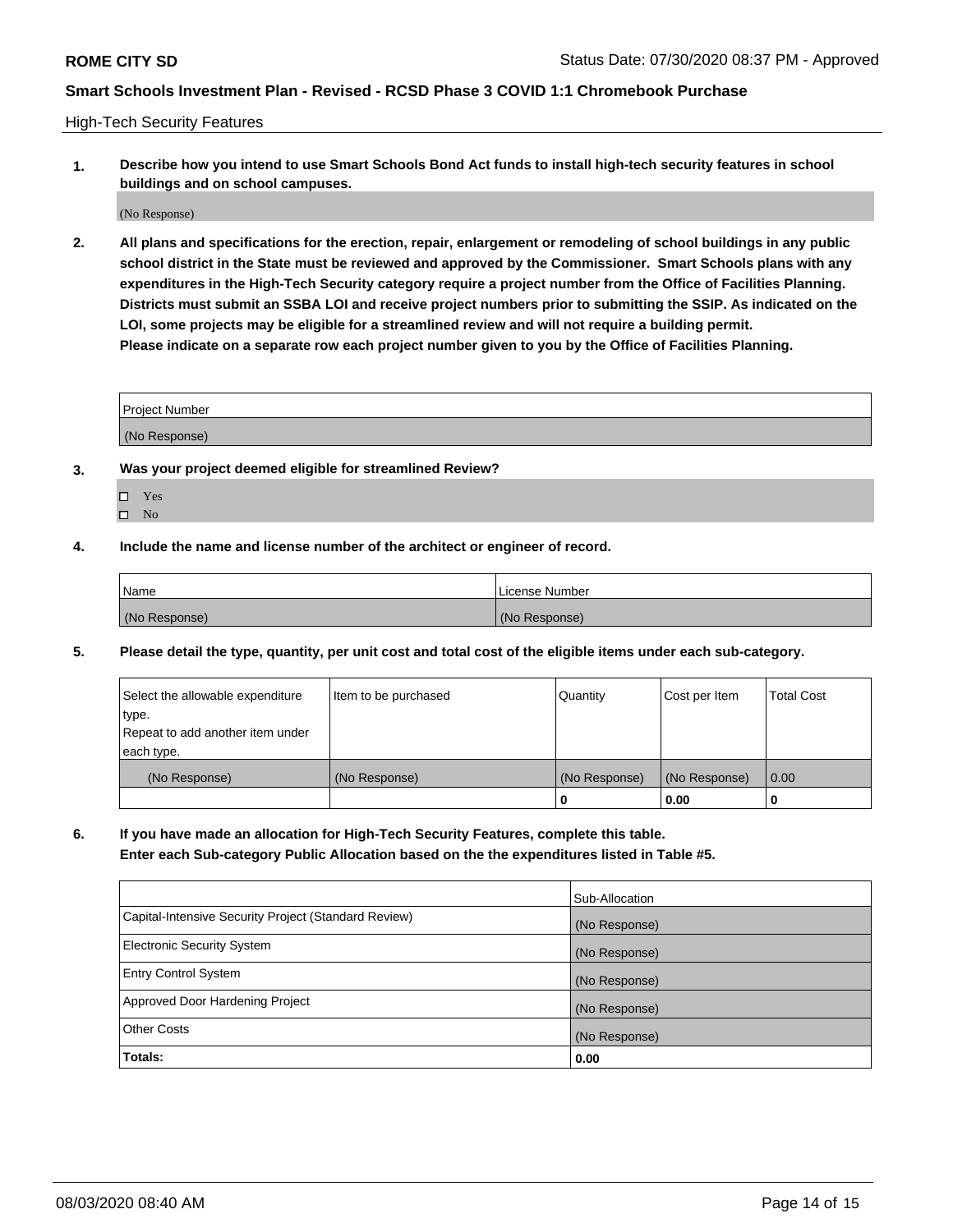High-Tech Security Features

**1. Describe how you intend to use Smart Schools Bond Act funds to install high-tech security features in school buildings and on school campuses.**

(No Response)

**2. All plans and specifications for the erection, repair, enlargement or remodeling of school buildings in any public school district in the State must be reviewed and approved by the Commissioner. Smart Schools plans with any expenditures in the High-Tech Security category require a project number from the Office of Facilities Planning. Districts must submit an SSBA LOI and receive project numbers prior to submitting the SSIP. As indicated on the LOI, some projects may be eligible for a streamlined review and will not require a building permit. Please indicate on a separate row each project number given to you by the Office of Facilities Planning.**

| Project Number |
| --- |
| (No Response) |

**3. Was your project deemed eligible for streamlined Review?**

- ☐ Yes
- ☐ No

**4. Include the name and license number of the architect or engineer of record.**

| Name | License Number |
| --- | --- |
| (No Response) | (No Response) |

**5. Please detail the type, quantity, per unit cost and total cost of the eligible items under each sub-category.**

| Select the allowable expenditure type. Repeat to add another item under each type. | Item to be purchased | Quantity | Cost per Item | Total Cost |
| --- | --- | --- | --- | --- |
| (No Response) | (No Response) | (No Response) | (No Response) | 0.00 |
| | | 0 | 0.00 | 0 |

**6. If you have made an allocation for High-Tech Security Features, complete this table. Enter each Sub-category Public Allocation based on the the expenditures listed in Table #5.**

| | Sub-Allocation |
| --- | --- |
| Capital-Intensive Security Project (Standard Review) | (No Response) |
| Electronic Security System | (No Response) |
| Entry Control System | (No Response) |
| Approved Door Hardening Project | (No Response) |
| Other Costs | (No Response) |
| **Totals:** | **0.00** |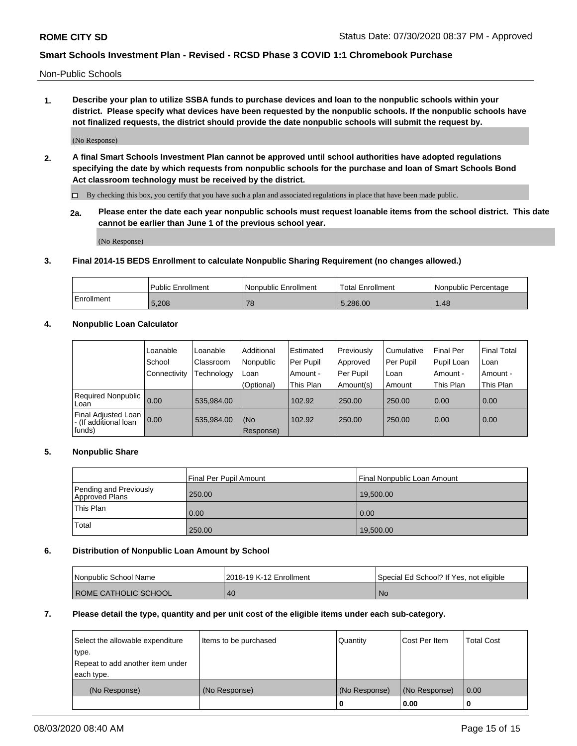Non-Public Schools

**1. Describe your plan to utilize SSBA funds to purchase devices and loan to the nonpublic schools within your district. Please specify what devices have been requested by the nonpublic schools. If the nonpublic schools have not finalized requests, the district should provide the date nonpublic schools will submit the request by.**

(No Response)

**2. A final Smart Schools Investment Plan cannot be approved until school authorities have adopted regulations specifying the date by which requests from nonpublic schools for the purchase and loan of Smart Schools Bond Act classroom technology must be received by the district.**

☐ By checking this box, you certify that you have such a plan and associated regulations in place that have been made public.

**2a. Please enter the date each year nonpublic schools must request loanable items from the school district. This date cannot be earlier than June 1 of the previous school year.**

(No Response)

**3. Final 2014-15 BEDS Enrollment to calculate Nonpublic Sharing Requirement (no changes allowed.)**

| | Public Enrollment | Nonpublic Enrollment | Total Enrollment | Nonpublic Percentage |
|---|---|---|---|---|
| Enrollment | 5,208 | 78 | 5,286.00 | 1.48 |

**4. Nonpublic Loan Calculator**

| | Loanable School Connectivity | Loanable Classroom Technology | Additional Nonpublic Loan (Optional) | Estimated Per Pupil Amount - This Plan | Previously Approved Per Pupil Amount(s) | Cumulative Per Pupil Loan Amount | Final Per Pupil Loan Amount - This Plan | Final Total Loan Amount - This Plan |
|---|---|---|---|---|---|---|---|---|
| Required Nonpublic Loan | 0.00 | 535,984.00 | | 102.92 | 250.00 | 250.00 | 0.00 | 0.00 |
| Final Adjusted Loan - (If additional loan funds) | 0.00 | 535,984.00 | (No Response) | 102.92 | 250.00 | 250.00 | 0.00 | 0.00 |

**5. Nonpublic Share**

| | Final Per Pupil Amount | Final Nonpublic Loan Amount |
|---|---|---|
| Pending and Previously Approved Plans | 250.00 | 19,500.00 |
| This Plan | 0.00 | 0.00 |
| Total | 250.00 | 19,500.00 |

**6. Distribution of Nonpublic Loan Amount by School**

| Nonpublic School Name | 2018-19 K-12 Enrollment | Special Ed School? If Yes, not eligible |
|---|---|---|
| ROME CATHOLIC SCHOOL | 40 | No |

**7. Please detail the type, quantity and per unit cost of the eligible items under each sub-category.**

| Select the allowable expenditure type. Repeat to add another item under each type. | Items to be purchased | Quantity | Cost Per Item | Total Cost |
|---|---|---|---|---|
| (No Response) | (No Response) | (No Response) | (No Response) | 0.00 |
| | | 0 | 0.00 | 0 |